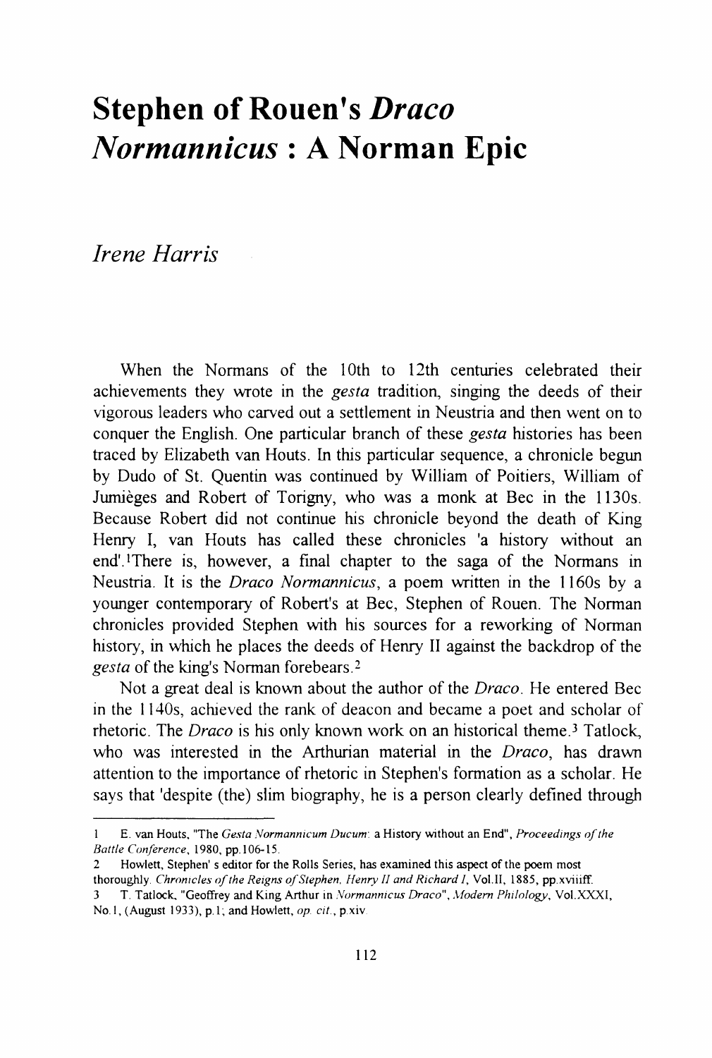# Stephen of Rouen's *Draco Normannicus* : A Norman Epic

*Irene Harris*

When the Normans of the 10th to 12th centuries celebrated their achievements they wrote in the *gesta* tradition, singing the deeds of their vigorous leaders who carved out a settlement in Neustria and then went on to conquer the English. One particular branch of these *gesta* histories has been traced by Elizabeth van Houts. In this particular sequence, a chronicle begun by Dudo of St. Quentin was continued by William of Poitiers, William of Jumièges and Robert of Torigny, who was a monk at Bec in the 1130s. Because Robert did not continue his chronicle beyond the death of King Henry I, van Houts has called these chronicles 'a history without an end'.[1] There is, however, a final chapter to the saga of the Normans in Neustria. It is the *Draco Normannicus*, a poem written in the 1160s by a younger contemporary of Robert's at Bec, Stephen of Rouen. The Norman chronicles provided Stephen with his sources for a reworking of Norman history, in which he places the deeds of Henry II against the backdrop of the *gesta* of the king's Norman forebears.[2]

Not a great deal is known about the author of the *Draco*. He entered Bec in the 1140s, achieved the rank of deacon and became a poet and scholar of rhetoric. The *Draco* is his only known work on an historical theme.[3] Tatlock, who was interested in the Arthurian material in the *Draco*, has drawn attention to the importance of rhetoric in Stephen's formation as a scholar. He says that 'despite (the) slim biography, he is a person clearly defined through

---

1 E. van Houts, "The *Gesta Normannicum Ducum*: a History without an End", *Proceedings of the Battle Conference*, 1980, pp.106-15.

2 Howlett, Stephen' s editor for the Rolls Series, has examined this aspect of the poem most thoroughly. *Chronicles of the Reigns of Stephen, Henry II and Richard I*, Vol.II, 1885, pp.xviiiff.

3 T. Tatlock, "Geoffrey and King Arthur in *Normannicus Draco*", *Modern Philology*, Vol.XXXI, No.1, (August 1933), p.1; and Howlett, *op. cit.*, p.xiv.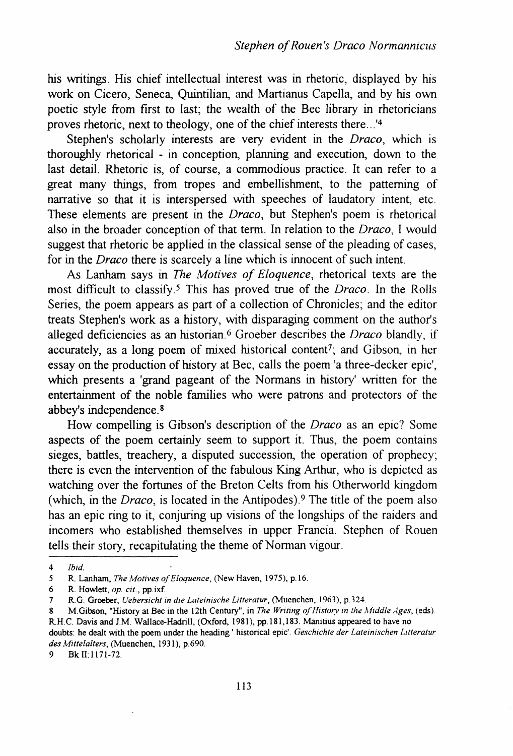his writings. His chief intellectual interest was in rhetoric, displayed by his work on Cicero, Seneca, Quintilian, and Martianus Capella, and by his own poetic style from first to last; the wealth of the Bec library in rhetoricians proves rhetoric, next to theology, one of the chief interests there...'[4]

Stephen's scholarly interests are very evident in the *Draco*, which is thoroughly rhetorical - in conception, planning and execution, down to the last detail. Rhetoric is, of course, a commodious practice. It can refer to a great many things, from tropes and embellishment, to the patterning of narrative so that it is interspersed with speeches of laudatory intent, etc. These elements are present in the *Draco*, but Stephen's poem is rhetorical also in the broader conception of that term. In relation to the *Draco*, I would suggest that rhetoric be applied in the classical sense of the pleading of cases, for in the *Draco* there is scarcely a line which is innocent of such intent.

As Lanham says in *The Motives of Eloquence*, rhetorical texts are the most difficult to classify.[5] This has proved true of the *Draco*. In the Rolls Series, the poem appears as part of a collection of Chronicles; and the editor treats Stephen's work as a history, with disparaging comment on the author's alleged deficiencies as an historian.[6] Groeber describes the *Draco* blandly, if accurately, as a long poem of mixed historical content[7]; and Gibson, in her essay on the production of history at Bec, calls the poem 'a three-decker epic', which presents a 'grand pageant of the Normans in history' written for the entertainment of the noble families who were patrons and protectors of the abbey's independence.[8]

How compelling is Gibson's description of the *Draco* as an epic? Some aspects of the poem certainly seem to support it. Thus, the poem contains sieges, battles, treachery, a disputed succession, the operation of prophecy; there is even the intervention of the fabulous King Arthur, who is depicted as watching over the fortunes of the Breton Celts from his Otherworld kingdom (which, in the *Draco*, is located in the Antipodes).[9] The title of the poem also has an epic ring to it, conjuring up visions of the longships of the raiders and incomers who established themselves in upper Francia. Stephen of Rouen tells their story, recapitulating the theme of Norman vigour.

---

4 *Ibid.*

5 R. Lanham, *The Motives of Eloquence*, (New Haven, 1975), p.16.

6 R. Howlett, *op. cit.*, pp.ixf.

7 R.G. Groeber, *Uebersicht in die Lateinische Litteratur*, (Muenchen, 1963), p.324.

8 M.Gibson, "History at Bec in the 12th Century", in *The Writing of History in the Middle Ages*, (eds). R.H.C. Davis and J.M. Wallace-Hadrill, (Oxford, 1981), pp.181,183. Manitius appeared to have no doubts: he dealt with the poem under the heading ' historical epic'. *Geschichte der Lateinischen Litteratur des Mittelalters*, (Muenchen, 1931), p.690.

9 Bk II:1171-72.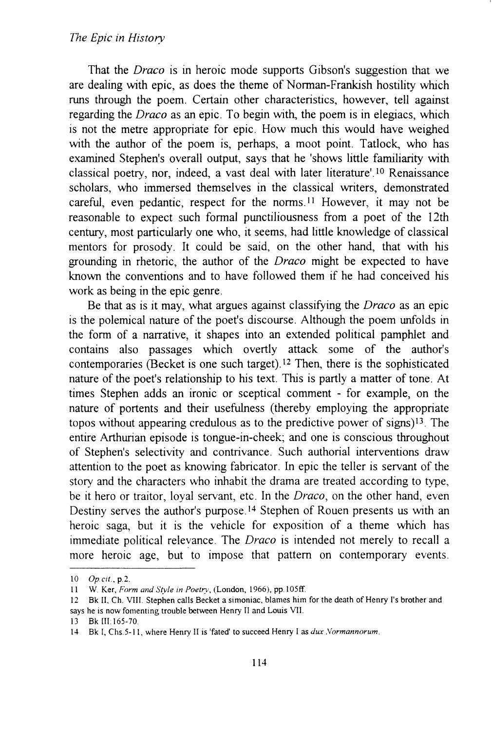That the *Draco* is in heroic mode supports Gibson's suggestion that we are dealing with epic, as does the theme of Norman-Frankish hostility which runs through the poem. Certain other characteristics, however, tell against regarding the *Draco* as an epic. To begin with, the poem is in elegiacs, which is not the metre appropriate for epic. How much this would have weighed with the author of the poem is, perhaps, a moot point. Tatlock, who has examined Stephen's overall output, says that he 'shows little familiarity with classical poetry, nor, indeed, a vast deal with later literature'.[10] Renaissance scholars, who immersed themselves in the classical writers, demonstrated careful, even pedantic, respect for the norms.[11] However, it may not be reasonable to expect such formal punctiliousness from a poet of the 12th century, most particularly one who, it seems, had little knowledge of classical mentors for prosody. It could be said, on the other hand, that with his grounding in rhetoric, the author of the *Draco* might be expected to have known the conventions and to have followed them if he had conceived his work as being in the epic genre.

Be that as is it may, what argues against classifying the *Draco* as an epic is the polemical nature of the poet's discourse. Although the poem unfolds in the form of a narrative, it shapes into an extended political pamphlet and contains also passages which overtly attack some of the author's contemporaries (Becket is one such target).[12] Then, there is the sophisticated nature of the poet's relationship to his text. This is partly a matter of tone. At times Stephen adds an ironic or sceptical comment - for example, on the nature of portents and their usefulness (thereby employing the appropriate topos without appearing credulous as to the predictive power of signs)[13]. The entire Arthurian episode is tongue-in-cheek; and one is conscious throughout of Stephen's selectivity and contrivance. Such authorial interventions draw attention to the poet as knowing fabricator. In epic the teller is servant of the story and the characters who inhabit the drama are treated according to type, be it hero or traitor, loyal servant, etc. In the *Draco*, on the other hand, even Destiny serves the author's purpose.[14] Stephen of Rouen presents us with an heroic saga, but it is the vehicle for exposition of a theme which has immediate political relevance. The *Draco* is intended not merely to recall a more heroic age, but to impose that pattern on contemporary events.

---

10 *Op.cit.*, p.2.

11 W. Ker, *Form and Style in Poetry*, (London, 1966), pp.105ff.

12 Bk II, Ch. VIII. Stephen calls Becket a simoniac, blames him for the death of Henry I's brother and says he is now fomenting trouble between Henry II and Louis VII.

13 Bk III:165-70.

14 Bk I, Chs.5-11, where Henry II is 'fated' to succeed Henry I as *dux Normannorum*.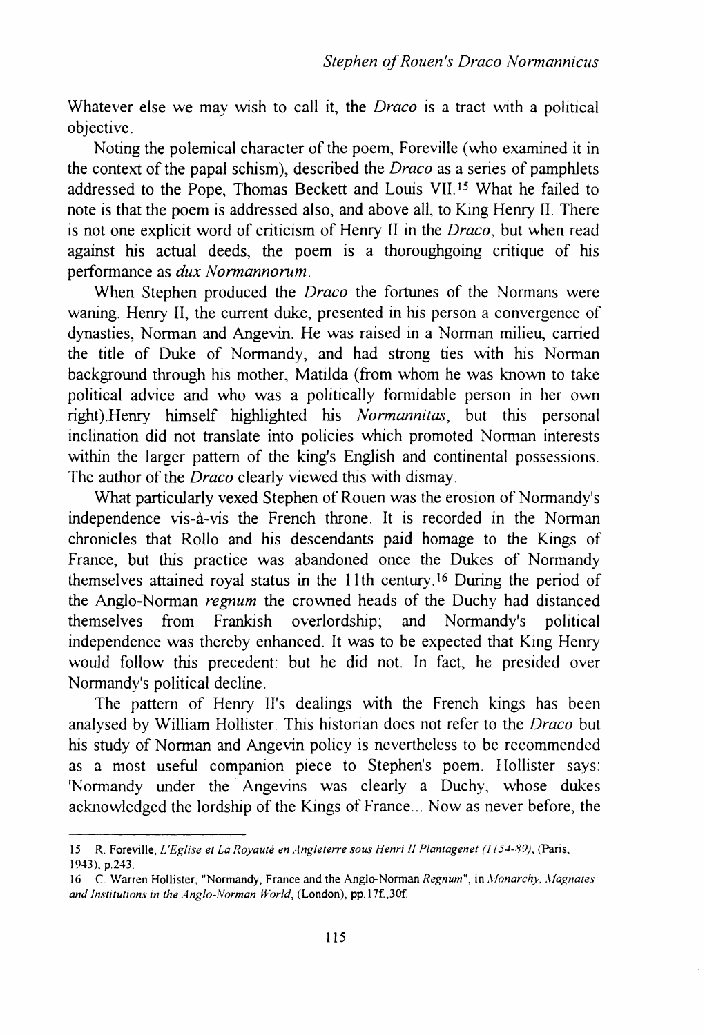Whatever else we may wish to call it, the *Draco* is a tract with a political objective.

Noting the polemical character of the poem, Foreville (who examined it in the context of the papal schism), described the *Draco* as a series of pamphlets addressed to the Pope, Thomas Beckett and Louis VII.[15] What he failed to note is that the poem is addressed also, and above all, to King Henry II. There is not one explicit word of criticism of Henry II in the *Draco*, but when read against his actual deeds, the poem is a thoroughgoing critique of his performance as *dux Normannorum*.

When Stephen produced the *Draco* the fortunes of the Normans were waning. Henry II, the current duke, presented in his person a convergence of dynasties, Norman and Angevin. He was raised in a Norman milieu, carried the title of Duke of Normandy, and had strong ties with his Norman background through his mother, Matilda (from whom he was known to take political advice and who was a politically formidable person in her own right).Henry himself highlighted his *Normannitas*, but this personal inclination did not translate into policies which promoted Norman interests within the larger pattern of the king's English and continental possessions. The author of the *Draco* clearly viewed this with dismay.

What particularly vexed Stephen of Rouen was the erosion of Normandy's independence vis-à-vis the French throne. It is recorded in the Norman chronicles that Rollo and his descendants paid homage to the Kings of France, but this practice was abandoned once the Dukes of Normandy themselves attained royal status in the 11th century.[16] During the period of the Anglo-Norman *regnum* the crowned heads of the Duchy had distanced themselves from Frankish overlordship; and Normandy's political independence was thereby enhanced. It was to be expected that King Henry would follow this precedent: but he did not. In fact, he presided over Normandy's political decline.

The pattern of Henry II's dealings with the French kings has been analysed by William Hollister. This historian does not refer to the *Draco* but his study of Norman and Angevin policy is nevertheless to be recommended as a most useful companion piece to Stephen's poem. Hollister says: 'Normandy under the Angevins was clearly a Duchy, whose dukes acknowledged the lordship of the Kings of France... Now as never before, the

---

15 R. Foreville, *L'Eglise et La Royauté en Angleterre sous Henri II Plantagenet (1154-89)*, (Paris, 1943), p.243.

16 C. Warren Hollister, "Normandy, France and the Anglo-Norman *Regnum*", in *Monarchy, Magnates and Institutions in the Anglo-Norman World*, (London), pp.17f.,30f.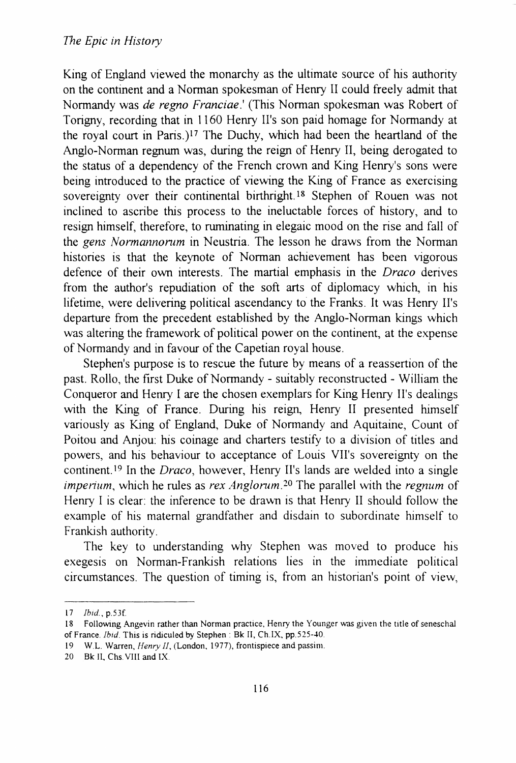King of England viewed the monarchy as the ultimate source of his authority on the continent and a Norman spokesman of Henry II could freely admit that Normandy was *de regno Franciae*.' (This Norman spokesman was Robert of Torigny, recording that in 1160 Henry II's son paid homage for Normandy at the royal court in Paris.)[17] The Duchy, which had been the heartland of the Anglo-Norman regnum was, during the reign of Henry II, being derogated to the status of a dependency of the French crown and King Henry's sons were being introduced to the practice of viewing the King of France as exercising sovereignty over their continental birthright.[18] Stephen of Rouen was not inclined to ascribe this process to the ineluctable forces of history, and to resign himself, therefore, to ruminating in elegaic mood on the rise and fall of the *gens Normannorum* in Neustria. The lesson he draws from the Norman histories is that the keynote of Norman achievement has been vigorous defence of their own interests. The martial emphasis in the *Draco* derives from the author's repudiation of the soft arts of diplomacy which, in his lifetime, were delivering political ascendancy to the Franks. It was Henry II's departure from the precedent established by the Anglo-Norman kings which was altering the framework of political power on the continent, at the expense of Normandy and in favour of the Capetian royal house.

Stephen's purpose is to rescue the future by means of a reassertion of the past. Rollo, the first Duke of Normandy - suitably reconstructed - William the Conqueror and Henry I are the chosen exemplars for King Henry II's dealings with the King of France. During his reign, Henry II presented himself variously as King of England, Duke of Normandy and Aquitaine, Count of Poitou and Anjou: his coinage and charters testify to a division of titles and powers, and his behaviour to acceptance of Louis VII's sovereignty on the continent.[19] In the *Draco*, however, Henry II's lands are welded into a single *imperium*, which he rules as *rex Anglorum*.[20] The parallel with the *regnum* of Henry I is clear: the inference to be drawn is that Henry II should follow the example of his maternal grandfather and disdain to subordinate himself to Frankish authority.

The key to understanding why Stephen was moved to produce his exegesis on Norman-Frankish relations lies in the immediate political circumstances. The question of timing is, from an historian's point of view,

---

17 *Ibid.*, p.53f.

18 Following Angevin rather than Norman practice, Henry the Younger was given the title of seneschal of France. *Ibid.* This is ridiculed by Stephen : Bk II, Ch.IX, pp.525-40.

19 W.L. Warren, *Henry II*, (London, 1977), frontispiece and passim.

20 Bk II, Chs.VIII and IX.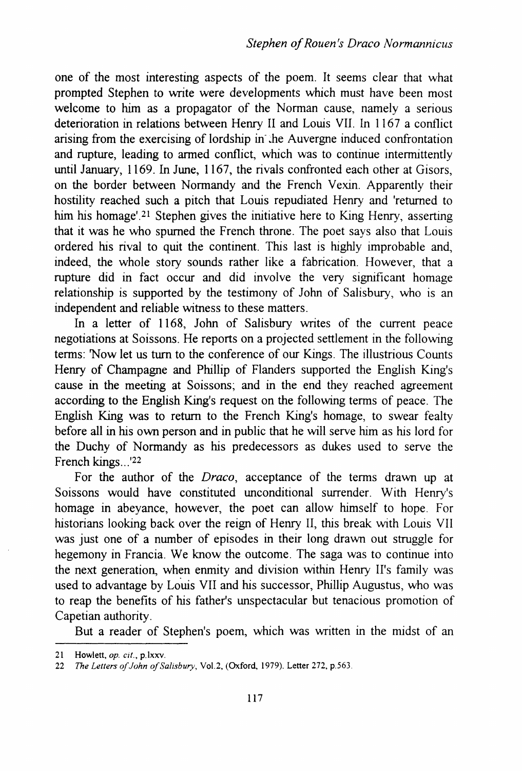one of the most interesting aspects of the poem. It seems clear that what prompted Stephen to write were developments which must have been most welcome to him as a propagator of the Norman cause, namely a serious deterioration in relations between Henry II and Louis VII. In 1167 a conflict arising from the exercising of lordship in the Auvergne induced confrontation and rupture, leading to armed conflict, which was to continue intermittently until January, 1169. In June, 1167, the rivals confronted each other at Gisors, on the border between Normandy and the French Vexin. Apparently their hostility reached such a pitch that Louis repudiated Henry and 'returned to him his homage'.[21] Stephen gives the initiative here to King Henry, asserting that it was he who spurned the French throne. The poet says also that Louis ordered his rival to quit the continent. This last is highly improbable and, indeed, the whole story sounds rather like a fabrication. However, that a rupture did in fact occur and did involve the very significant homage relationship is supported by the testimony of John of Salisbury, who is an independent and reliable witness to these matters.

In a letter of 1168, John of Salisbury writes of the current peace negotiations at Soissons. He reports on a projected settlement in the following terms: 'Now let us turn to the conference of our Kings. The illustrious Counts Henry of Champagne and Phillip of Flanders supported the English King's cause in the meeting at Soissons; and in the end they reached agreement according to the English King's request on the following terms of peace. The English King was to return to the French King's homage, to swear fealty before all in his own person and in public that he will serve him as his lord for the Duchy of Normandy as his predecessors as dukes used to serve the French kings...'[22]

For the author of the *Draco*, acceptance of the terms drawn up at Soissons would have constituted unconditional surrender. With Henry's homage in abeyance, however, the poet can allow himself to hope. For historians looking back over the reign of Henry II, this break with Louis VII was just one of a number of episodes in their long drawn out struggle for hegemony in Francia. We know the outcome. The saga was to continue into the next generation, when enmity and division within Henry II's family was used to advantage by Louis VII and his successor, Phillip Augustus, who was to reap the benefits of his father's unspectacular but tenacious promotion of Capetian authority.

But a reader of Stephen's poem, which was written in the midst of an

---

21 Howlett, *op. cit.*, p.lxxv.

22 *The Letters of John of Salisbury*, Vol.2, (Oxford, 1979). Letter 272, p.563.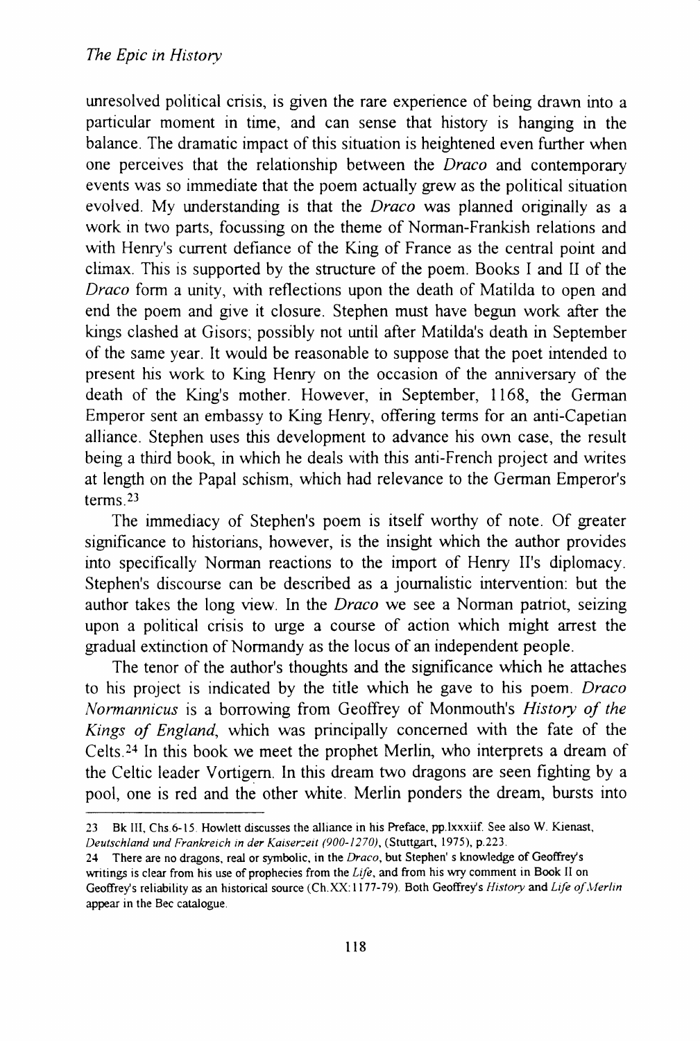unresolved political crisis, is given the rare experience of being drawn into a particular moment in time, and can sense that history is hanging in the balance. The dramatic impact of this situation is heightened even further when one perceives that the relationship between the *Draco* and contemporary events was so immediate that the poem actually grew as the political situation evolved. My understanding is that the *Draco* was planned originally as a work in two parts, focussing on the theme of Norman-Frankish relations and with Henry's current defiance of the King of France as the central point and climax. This is supported by the structure of the poem. Books I and II of the *Draco* form a unity, with reflections upon the death of Matilda to open and end the poem and give it closure. Stephen must have begun work after the kings clashed at Gisors; possibly not until after Matilda's death in September of the same year. It would be reasonable to suppose that the poet intended to present his work to King Henry on the occasion of the anniversary of the death of the King's mother. However, in September, 1168, the German Emperor sent an embassy to King Henry, offering terms for an anti-Capetian alliance. Stephen uses this development to advance his own case, the result being a third book, in which he deals with this anti-French project and writes at length on the Papal schism, which had relevance to the German Emperor's terms.[23]

The immediacy of Stephen's poem is itself worthy of note. Of greater significance to historians, however, is the insight which the author provides into specifically Norman reactions to the import of Henry II's diplomacy. Stephen's discourse can be described as a journalistic intervention: but the author takes the long view. In the *Draco* we see a Norman patriot, seizing upon a political crisis to urge a course of action which might arrest the gradual extinction of Normandy as the locus of an independent people.

The tenor of the author's thoughts and the significance which he attaches to his project is indicated by the title which he gave to his poem. *Draco Normannicus* is a borrowing from Geoffrey of Monmouth's *History of the Kings of England*, which was principally concerned with the fate of the Celts.[24] In this book we meet the prophet Merlin, who interprets a dream of the Celtic leader Vortigern. In this dream two dragons are seen fighting by a pool, one is red and the other white. Merlin ponders the dream, bursts into

---

23 Bk III, Chs.6-15. Howlett discusses the alliance in his Preface, pp.lxxxiif. See also W. Kienast, *Deutschland und Frankreich in der Kaiserzeit (900-1270)*, (Stuttgart, 1975), p.223.

24 There are no dragons, real or symbolic, in the *Draco*, but Stephen' s knowledge of Geoffrey's writings is clear from his use of prophecies from the *Life*, and from his wry comment in Book II on Geoffrey's reliability as an historical source (Ch.XX:1177-79). Both Geoffrey's *History* and *Life of Merlin* appear in the Bec catalogue.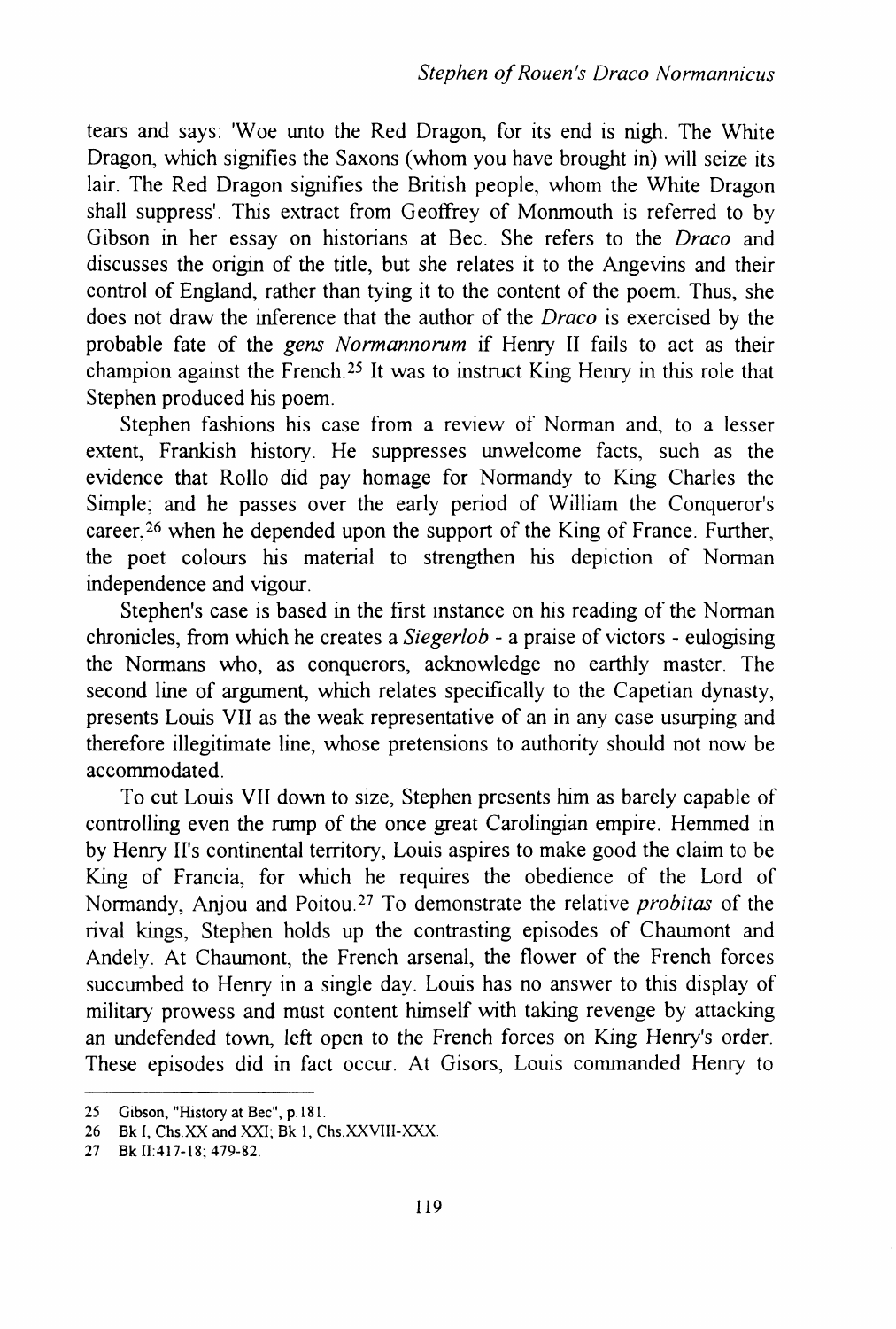tears and says: 'Woe unto the Red Dragon, for its end is nigh. The White Dragon, which signifies the Saxons (whom you have brought in) will seize its lair. The Red Dragon signifies the British people, whom the White Dragon shall suppress'. This extract from Geoffrey of Monmouth is referred to by Gibson in her essay on historians at Bec. She refers to the *Draco* and discusses the origin of the title, but she relates it to the Angevins and their control of England, rather than tying it to the content of the poem. Thus, she does not draw the inference that the author of the *Draco* is exercised by the probable fate of the *gens Normannorum* if Henry II fails to act as their champion against the French.[25] It was to instruct King Henry in this role that Stephen produced his poem.

Stephen fashions his case from a review of Norman and, to a lesser extent, Frankish history. He suppresses unwelcome facts, such as the evidence that Rollo did pay homage for Normandy to King Charles the Simple; and he passes over the early period of William the Conqueror's career,[26] when he depended upon the support of the King of France. Further, the poet colours his material to strengthen his depiction of Norman independence and vigour.

Stephen's case is based in the first instance on his reading of the Norman chronicles, from which he creates a *Siegerlob* - a praise of victors - eulogising the Normans who, as conquerors, acknowledge no earthly master. The second line of argument, which relates specifically to the Capetian dynasty, presents Louis VII as the weak representative of an in any case usurping and therefore illegitimate line, whose pretensions to authority should not now be accommodated.

To cut Louis VII down to size, Stephen presents him as barely capable of controlling even the rump of the once great Carolingian empire. Hemmed in by Henry II's continental territory, Louis aspires to make good the claim to be King of Francia, for which he requires the obedience of the Lord of Normandy, Anjou and Poitou.[27] To demonstrate the relative *probitas* of the rival kings, Stephen holds up the contrasting episodes of Chaumont and Andely. At Chaumont, the French arsenal, the flower of the French forces succumbed to Henry in a single day. Louis has no answer to this display of military prowess and must content himself with taking revenge by attacking an undefended town, left open to the French forces on King Henry's order. These episodes did in fact occur. At Gisors, Louis commanded Henry to

---

25 Gibson, "History at Bec", p.181.

26 Bk I, Chs.XX and XXI; Bk 1, Chs.XXVIII-XXX.

27 Bk II:417-18; 479-82.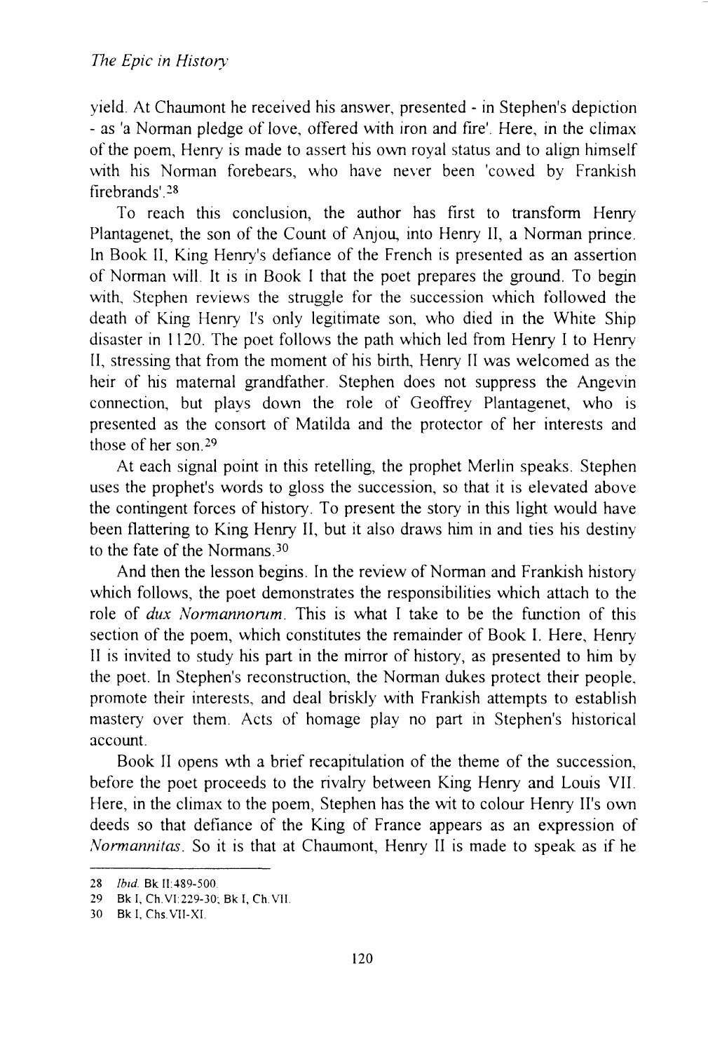yield. At Chaumont he received his answer, presented - in Stephen's depiction - as 'a Norman pledge of love, offered with iron and fire'. Here, in the climax of the poem, Henry is made to assert his own royal status and to align himself with his Norman forebears, who have never been 'cowed by Frankish firebrands'.[28]

To reach this conclusion, the author has first to transform Henry Plantagenet, the son of the Count of Anjou, into Henry II, a Norman prince. In Book II, King Henry's defiance of the French is presented as an assertion of Norman will. It is in Book I that the poet prepares the ground. To begin with, Stephen reviews the struggle for the succession which followed the death of King Henry I's only legitimate son, who died in the White Ship disaster in 1120. The poet follows the path which led from Henry I to Henry II, stressing that from the moment of his birth, Henry II was welcomed as the heir of his maternal grandfather. Stephen does not suppress the Angevin connection, but plays down the role of Geoffrey Plantagenet, who is presented as the consort of Matilda and the protector of her interests and those of her son.[29]

At each signal point in this retelling, the prophet Merlin speaks. Stephen uses the prophet's words to gloss the succession, so that it is elevated above the contingent forces of history. To present the story in this light would have been flattering to King Henry II, but it also draws him in and ties his destiny to the fate of the Normans.[30]

And then the lesson begins. In the review of Norman and Frankish history which follows, the poet demonstrates the responsibilities which attach to the role of *dux Normannorum*. This is what I take to be the function of this section of the poem, which constitutes the remainder of Book I. Here, Henry II is invited to study his part in the mirror of history, as presented to him by the poet. In Stephen's reconstruction, the Norman dukes protect their people, promote their interests, and deal briskly with Frankish attempts to establish mastery over them. Acts of homage play no part in Stephen's historical account.

Book II opens wth a brief recapitulation of the theme of the succession, before the poet proceeds to the rivalry between King Henry and Louis VII. Here, in the climax to the poem, Stephen has the wit to colour Henry II's own deeds so that defiance of the King of France appears as an expression of *Normannitas*. So it is that at Chaumont, Henry II is made to speak as if he

---

28 *Ibid.* Bk II:489-500.

29 Bk I, Ch.VI:229-30; Bk I, Ch.VII.

30 Bk I, Chs.VII-XI.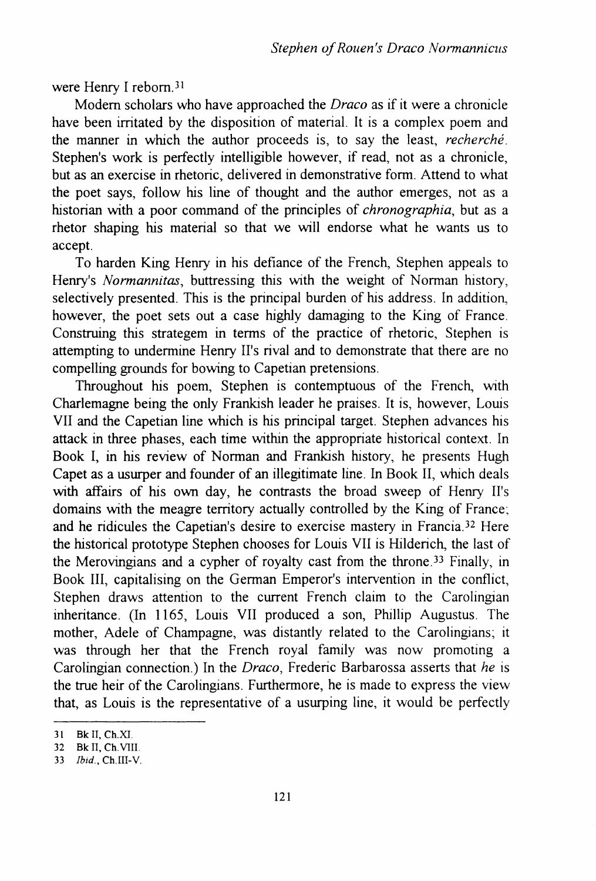were Henry I reborn.[31]

Modern scholars who have approached the *Draco* as if it were a chronicle have been irritated by the disposition of material. It is a complex poem and the manner in which the author proceeds is, to say the least, *recherché*. Stephen's work is perfectly intelligible however, if read, not as a chronicle, but as an exercise in rhetoric, delivered in demonstrative form. Attend to what the poet says, follow his line of thought and the author emerges, not as a historian with a poor command of the principles of *chronographia*, but as a rhetor shaping his material so that we will endorse what he wants us to accept.

To harden King Henry in his defiance of the French, Stephen appeals to Henry's *Normannitas*, buttressing this with the weight of Norman history, selectively presented. This is the principal burden of his address. In addition, however, the poet sets out a case highly damaging to the King of France. Construing this strategem in terms of the practice of rhetoric, Stephen is attempting to undermine Henry II's rival and to demonstrate that there are no compelling grounds for bowing to Capetian pretensions.

Throughout his poem, Stephen is contemptuous of the French, with Charlemagne being the only Frankish leader he praises. It is, however, Louis VII and the Capetian line which is his principal target. Stephen advances his attack in three phases, each time within the appropriate historical context. In Book I, in his review of Norman and Frankish history, he presents Hugh Capet as a usurper and founder of an illegitimate line. In Book II, which deals with affairs of his own day, he contrasts the broad sweep of Henry II's domains with the meagre territory actually controlled by the King of France; and he ridicules the Capetian's desire to exercise mastery in Francia.[32] Here the historical prototype Stephen chooses for Louis VII is Hilderich, the last of the Merovingians and a cypher of royalty cast from the throne.[33] Finally, in Book III, capitalising on the German Emperor's intervention in the conflict, Stephen draws attention to the current French claim to the Carolingian inheritance. (In 1165, Louis VII produced a son, Phillip Augustus. The mother, Adele of Champagne, was distantly related to the Carolingians; it was through her that the French royal family was now promoting a Carolingian connection.) In the *Draco*, Frederic Barbarossa asserts that *he* is the true heir of the Carolingians. Furthermore, he is made to express the view that, as Louis is the representative of a usurping line, it would be perfectly

---

31 Bk II, Ch.XI.

32 Bk II, Ch.VIII.

33 *Ibid.*, Ch.III-V.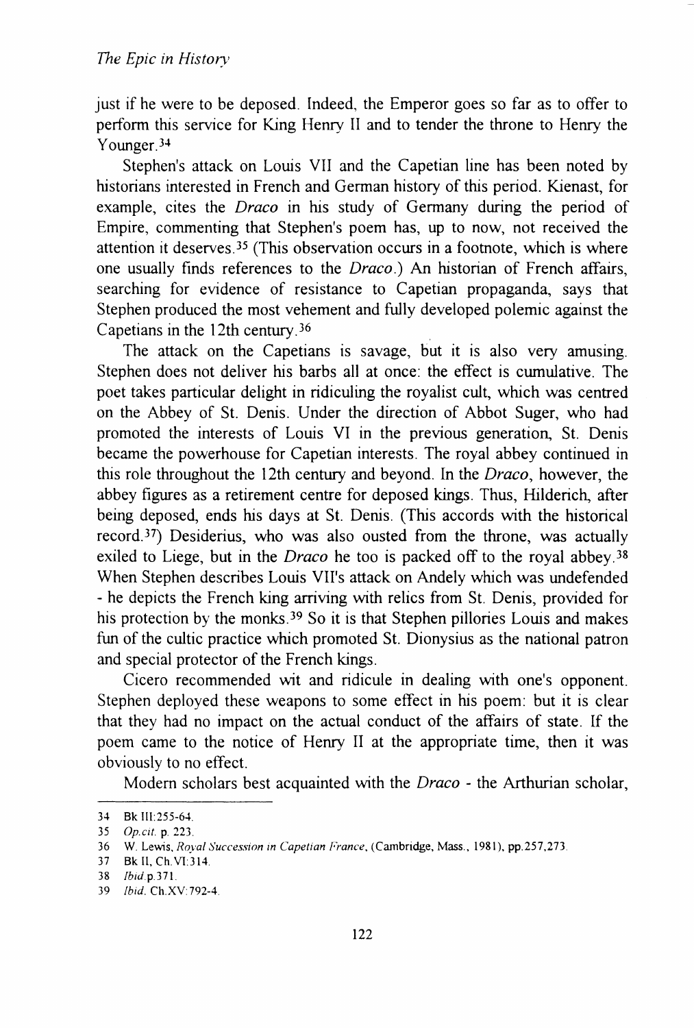just if he were to be deposed. Indeed, the Emperor goes so far as to offer to perform this service for King Henry II and to tender the throne to Henry the Younger.[34]

Stephen's attack on Louis VII and the Capetian line has been noted by historians interested in French and German history of this period. Kienast, for example, cites the *Draco* in his study of Germany during the period of Empire, commenting that Stephen's poem has, up to now, not received the attention it deserves.[35] (This observation occurs in a footnote, which is where one usually finds references to the *Draco*.) An historian of French affairs, searching for evidence of resistance to Capetian propaganda, says that Stephen produced the most vehement and fully developed polemic against the Capetians in the 12th century.[36]

The attack on the Capetians is savage, but it is also very amusing. Stephen does not deliver his barbs all at once: the effect is cumulative. The poet takes particular delight in ridiculing the royalist cult, which was centred on the Abbey of St. Denis. Under the direction of Abbot Suger, who had promoted the interests of Louis VI in the previous generation, St. Denis became the powerhouse for Capetian interests. The royal abbey continued in this role throughout the 12th century and beyond. In the *Draco*, however, the abbey figures as a retirement centre for deposed kings. Thus, Hilderich, after being deposed, ends his days at St. Denis. (This accords with the historical record.[37]) Desiderius, who was also ousted from the throne, was actually exiled to Liege, but in the *Draco* he too is packed off to the royal abbey.[38] When Stephen describes Louis VII's attack on Andely which was undefended - he depicts the French king arriving with relics from St. Denis, provided for his protection by the monks.[39] So it is that Stephen pillories Louis and makes fun of the cultic practice which promoted St. Dionysius as the national patron and special protector of the French kings.

Cicero recommended wit and ridicule in dealing with one's opponent. Stephen deployed these weapons to some effect in his poem: but it is clear that they had no impact on the actual conduct of the affairs of state. If the poem came to the notice of Henry II at the appropriate time, then it was obviously to no effect.

Modern scholars best acquainted with the *Draco* - the Arthurian scholar,

---

34 Bk III:255-64.

35 *Op.cit.* p. 223.

36 W. Lewis, *Royal Succession in Capetian France*, (Cambridge, Mass., 1981), pp.257,273.

37 Bk II, Ch.VI:314.

38 *Ibid.*p.371.

39 *Ibid.* Ch.XV:792-4.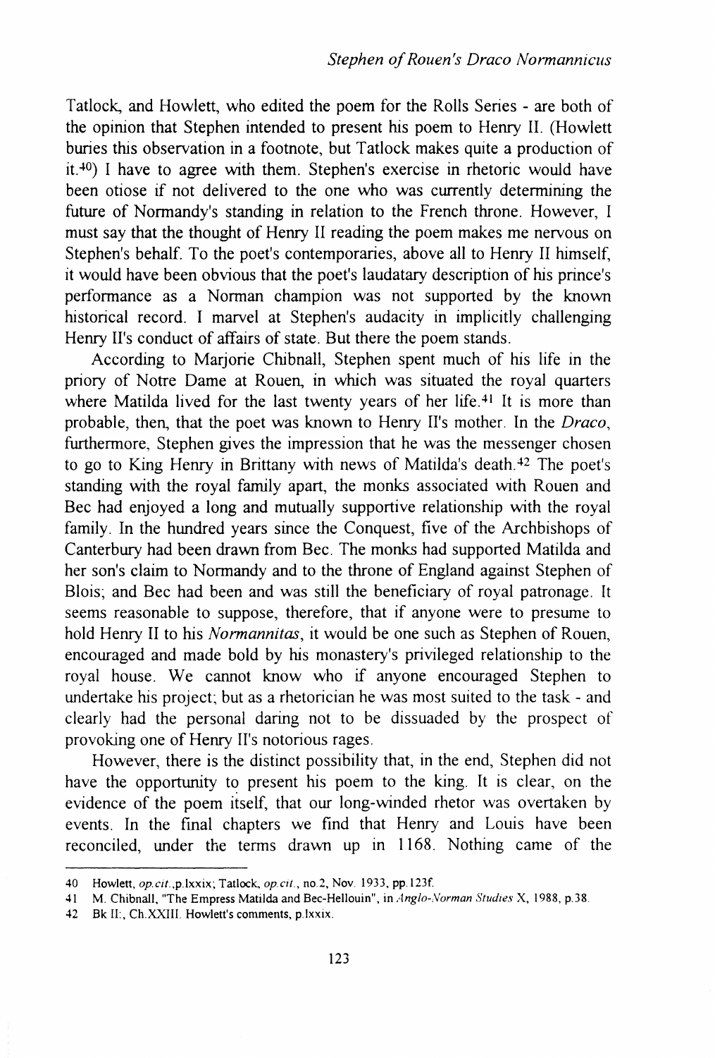Tatlock, and Howlett, who edited the poem for the Rolls Series - are both of the opinion that Stephen intended to present his poem to Henry II. (Howlett buries this observation in a footnote, but Tatlock makes quite a production of it.[40]) I have to agree with them. Stephen's exercise in rhetoric would have been otiose if not delivered to the one who was currently determining the future of Normandy's standing in relation to the French throne. However, I must say that the thought of Henry II reading the poem makes me nervous on Stephen's behalf. To the poet's contemporaries, above all to Henry II himself, it would have been obvious that the poet's laudatary description of his prince's performance as a Norman champion was not supported by the known historical record. I marvel at Stephen's audacity in implicitly challenging Henry II's conduct of affairs of state. But there the poem stands.

According to Marjorie Chibnall, Stephen spent much of his life in the priory of Notre Dame at Rouen, in which was situated the royal quarters where Matilda lived for the last twenty years of her life.[41] It is more than probable, then, that the poet was known to Henry II's mother. In the *Draco*, furthermore, Stephen gives the impression that he was the messenger chosen to go to King Henry in Brittany with news of Matilda's death.[42] The poet's standing with the royal family apart, the monks associated with Rouen and Bec had enjoyed a long and mutually supportive relationship with the royal family. In the hundred years since the Conquest, five of the Archbishops of Canterbury had been drawn from Bec. The monks had supported Matilda and her son's claim to Normandy and to the throne of England against Stephen of Blois; and Bec had been and was still the beneficiary of royal patronage. It seems reasonable to suppose, therefore, that if anyone were to presume to hold Henry II to his *Normannitas*, it would be one such as Stephen of Rouen, encouraged and made bold by his monastery's privileged relationship to the royal house. We cannot know who if anyone encouraged Stephen to undertake his project; but as a rhetorician he was most suited to the task - and clearly had the personal daring not to be dissuaded by the prospect of provoking one of Henry II's notorious rages.

However, there is the distinct possibility that, in the end, Stephen did not have the opportunity to present his poem to the king. It is clear, on the evidence of the poem itself, that our long-winded rhetor was overtaken by events. In the final chapters we find that Henry and Louis have been reconciled, under the terms drawn up in 1168. Nothing came of the

---

40 Howlett, *op.cit.*,p.lxxix; Tatlock, *op.cit.*, no.2, Nov. 1933, pp.123f.

41 M. Chibnall, "The Empress Matilda and Bec-Hellouin", in *Anglo-Norman Studies* X, 1988, p.38.

42 Bk II:, Ch.XXIII. Howlett's comments, p.lxxix.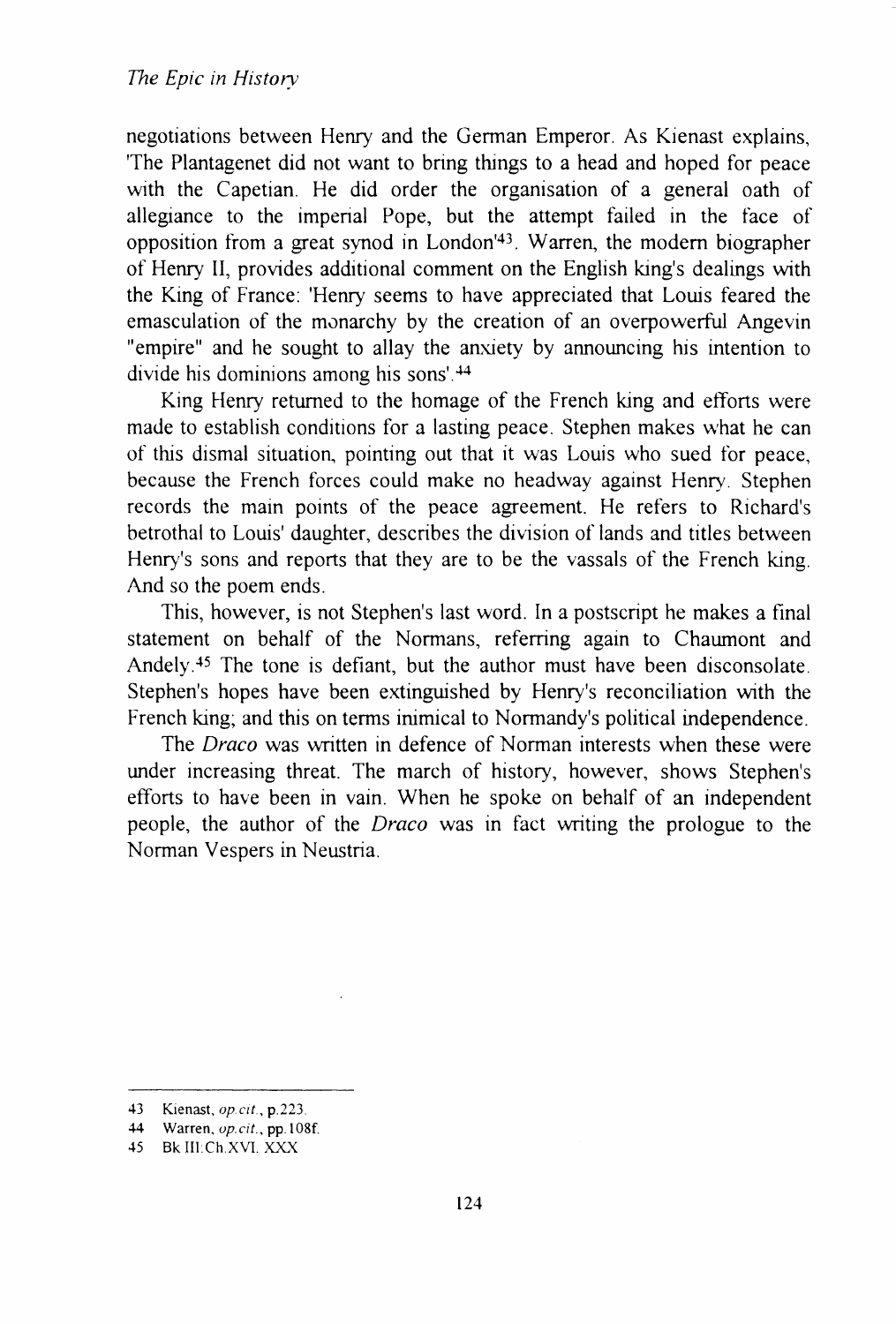negotiations between Henry and the German Emperor. As Kienast explains, 'The Plantagenet did not want to bring things to a head and hoped for peace with the Capetian. He did order the organisation of a general oath of allegiance to the imperial Pope, but the attempt failed in the face of opposition from a great synod in London'[43]. Warren, the modern biographer of Henry II, provides additional comment on the English king's dealings with the King of France: 'Henry seems to have appreciated that Louis feared the emasculation of the monarchy by the creation of an overpowerful Angevin "empire" and he sought to allay the anxiety by announcing his intention to divide his dominions among his sons'.[44]

King Henry returned to the homage of the French king and efforts were made to establish conditions for a lasting peace. Stephen makes what he can of this dismal situation, pointing out that it was Louis who sued for peace, because the French forces could make no headway against Henry. Stephen records the main points of the peace agreement. He refers to Richard's betrothal to Louis' daughter, describes the division of lands and titles between Henry's sons and reports that they are to be the vassals of the French king. And so the poem ends.

This, however, is not Stephen's last word. In a postscript he makes a final statement on behalf of the Normans, referring again to Chaumont and Andely.[45] The tone is defiant, but the author must have been disconsolate. Stephen's hopes have been extinguished by Henry's reconciliation with the French king; and this on terms inimical to Normandy's political independence.

The *Draco* was written in defence of Norman interests when these were under increasing threat. The march of history, however, shows Stephen's efforts to have been in vain. When he spoke on behalf of an independent people, the author of the *Draco* was in fact writing the prologue to the Norman Vespers in Neustria.

---

43 Kienast, *op.cit.*, p.223.

44 Warren, *op.cit.*, pp.108f.

45 Bk III:Ch.XVI. XXX